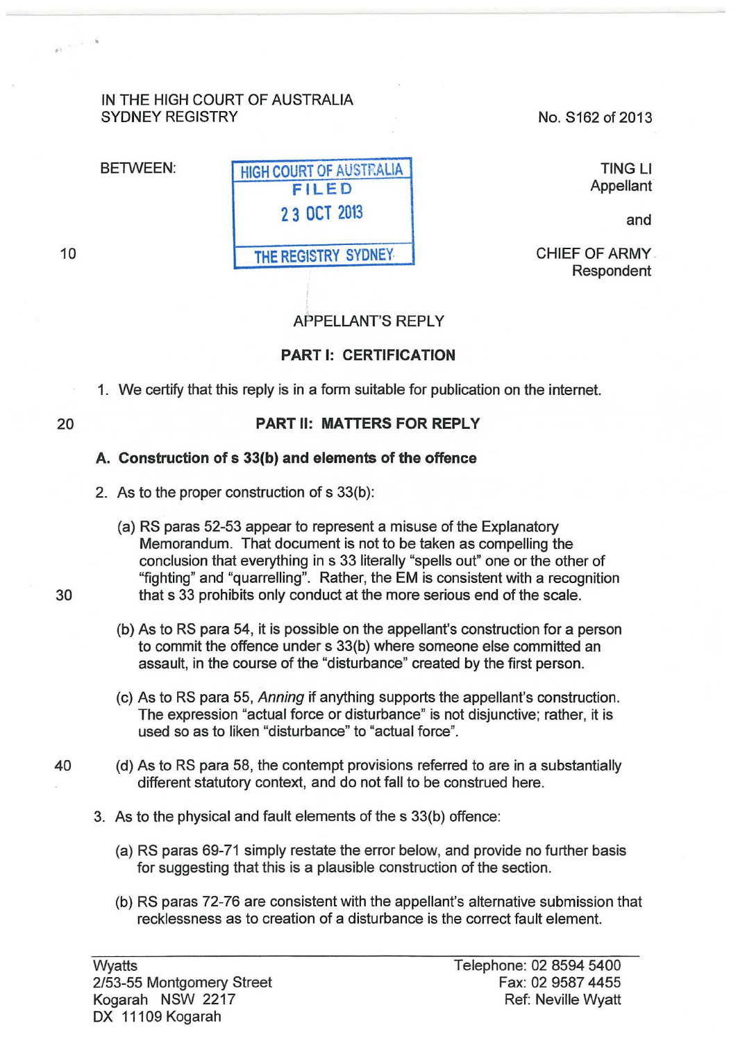IN THE HIGH COURT OF AUSTRALIA
SYDNEY REGISTRY

No. S162 of 2013

BETWEEN:

HIGH COURT OF AUSTRALIA
FILED
23 OCT 2013
THE REGISTRY SYDNEY

TING LI
Appellant

and

CHIEF OF ARMY
Respondent

APPELLANT'S REPLY

**PART I: CERTIFICATION**

1. We certify that this reply is in a form suitable for publication on the internet.

**PART II: MATTERS FOR REPLY**

**A. Construction of s 33(b) and elements of the offence**

2. As to the proper construction of s 33(b):

   (a) RS paras 52-53 appear to represent a misuse of the Explanatory Memorandum. That document is not to be taken as compelling the conclusion that everything in s 33 literally "spells out" one or the other of "fighting" and "quarrelling". Rather, the EM is consistent with a recognition that s 33 prohibits only conduct at the more serious end of the scale.

   (b) As to RS para 54, it is possible on the appellant's construction for a person to commit the offence under s 33(b) where someone else committed an assault, in the course of the "disturbance" created by the first person.

   (c) As to RS para 55, *Anning* if anything supports the appellant's construction. The expression "actual force or disturbance" is not disjunctive; rather, it is used so as to liken "disturbance" to "actual force".

   (d) As to RS para 58, the contempt provisions referred to are in a substantially different statutory context, and do not fall to be construed here.

3. As to the physical and fault elements of the s 33(b) offence:

   (a) RS paras 69-71 simply restate the error below, and provide no further basis for suggesting that this is a plausible construction of the section.

   (b) RS paras 72-76 are consistent with the appellant's alternative submission that recklessness as to creation of a disturbance is the correct fault element.

Wyatts
2/53-55 Montgomery Street
Kogarah NSW 2217
DX 11109 Kogarah

Telephone: 02 8594 5400
Fax: 02 9587 4455
Ref: Neville Wyatt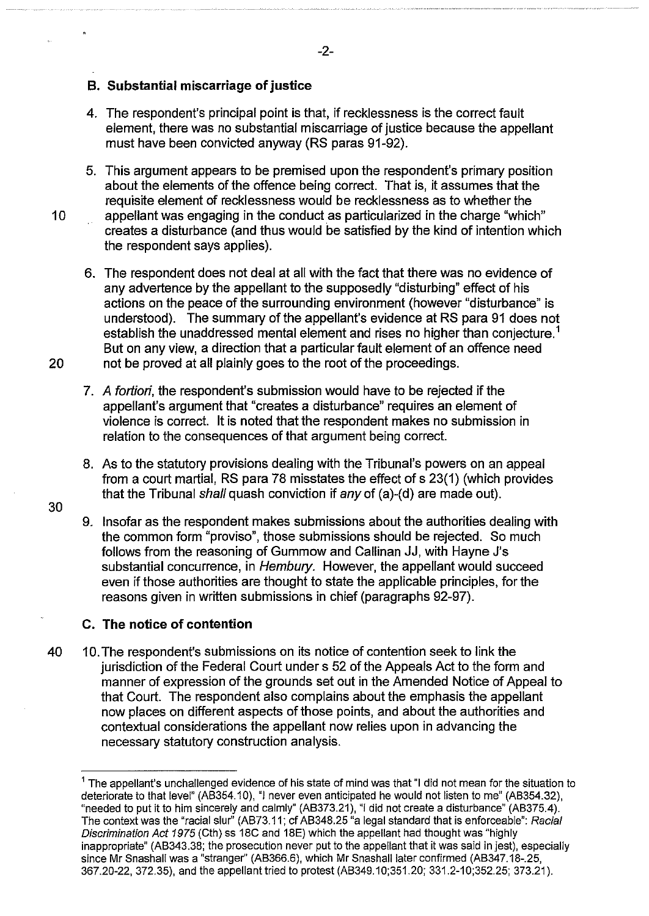## B. Substantial miscarriage of justice

4. The respondent's principal point is that, if recklessness is the correct fault element, there was no substantial miscarriage of justice because the appellant must have been convicted anyway (RS paras 91-92).

5. This argument appears to be premised upon the respondent's primary position about the elements of the offence being correct. That is, it assumes that the requisite element of recklessness would be recklessness as to whether the appellant was engaging in the conduct as particularized in the charge "which" creates a disturbance (and thus would be satisfied by the kind of intention which the respondent says applies).

6. The respondent does not deal at all with the fact that there was no evidence of any advertence by the appellant to the supposedly "disturbing" effect of his actions on the peace of the surrounding environment (however "disturbance" is understood). The summary of the appellant's evidence at RS para 91 does not establish the unaddressed mental element and rises no higher than conjecture.[1] But on any view, a direction that a particular fault element of an offence need not be proved at all plainly goes to the root of the proceedings.

7. *A fortiori*, the respondent's submission would have to be rejected if the appellant's argument that "creates a disturbance" requires an element of violence is correct. It is noted that the respondent makes no submission in relation to the consequences of that argument being correct.

8. As to the statutory provisions dealing with the Tribunal's powers on an appeal from a court martial, RS para 78 misstates the effect of s 23(1) (which provides that the Tribunal *shall* quash conviction if *any* of (a)-(d) are made out).

9. Insofar as the respondent makes submissions about the authorities dealing with the common form "proviso", those submissions should be rejected. So much follows from the reasoning of Gummow and Callinan JJ, with Hayne J's substantial concurrence, in *Hembury*. However, the appellant would succeed even if those authorities are thought to state the applicable principles, for the reasons given in written submissions in chief (paragraphs 92-97).

## C. The notice of contention

10. The respondent's submissions on its notice of contention seek to link the jurisdiction of the Federal Court under s 52 of the Appeals Act to the form and manner of expression of the grounds set out in the Amended Notice of Appeal to that Court. The respondent also complains about the emphasis the appellant now places on different aspects of those points, and about the authorities and contextual considerations the appellant now relies upon in advancing the necessary statutory construction analysis.

---

[1] The appellant's unchallenged evidence of his state of mind was that "I did not mean for the situation to deteriorate to that level" (AB354.10), "I never even anticipated he would not listen to me" (AB354.32), "needed to put it to him sincerely and calmly" (AB373.21), "I did not create a disturbance" (AB375.4). The context was the "racial slur" (AB73.11; cf AB348.25 "a legal standard that is enforceable": *Racial Discrimination Act 1975* (Cth) ss 18C and 18E) which the appellant had thought was "highly inappropriate" (AB343.38; the prosecution never put to the appellant that it was said in jest), especially since Mr Snashall was a "stranger" (AB366.6), which Mr Snashall later confirmed (AB347.18-.25, 367.20-22, 372.35), and the appellant tried to protest (AB349.10;351.20; 331.2-10;352.25; 373.21).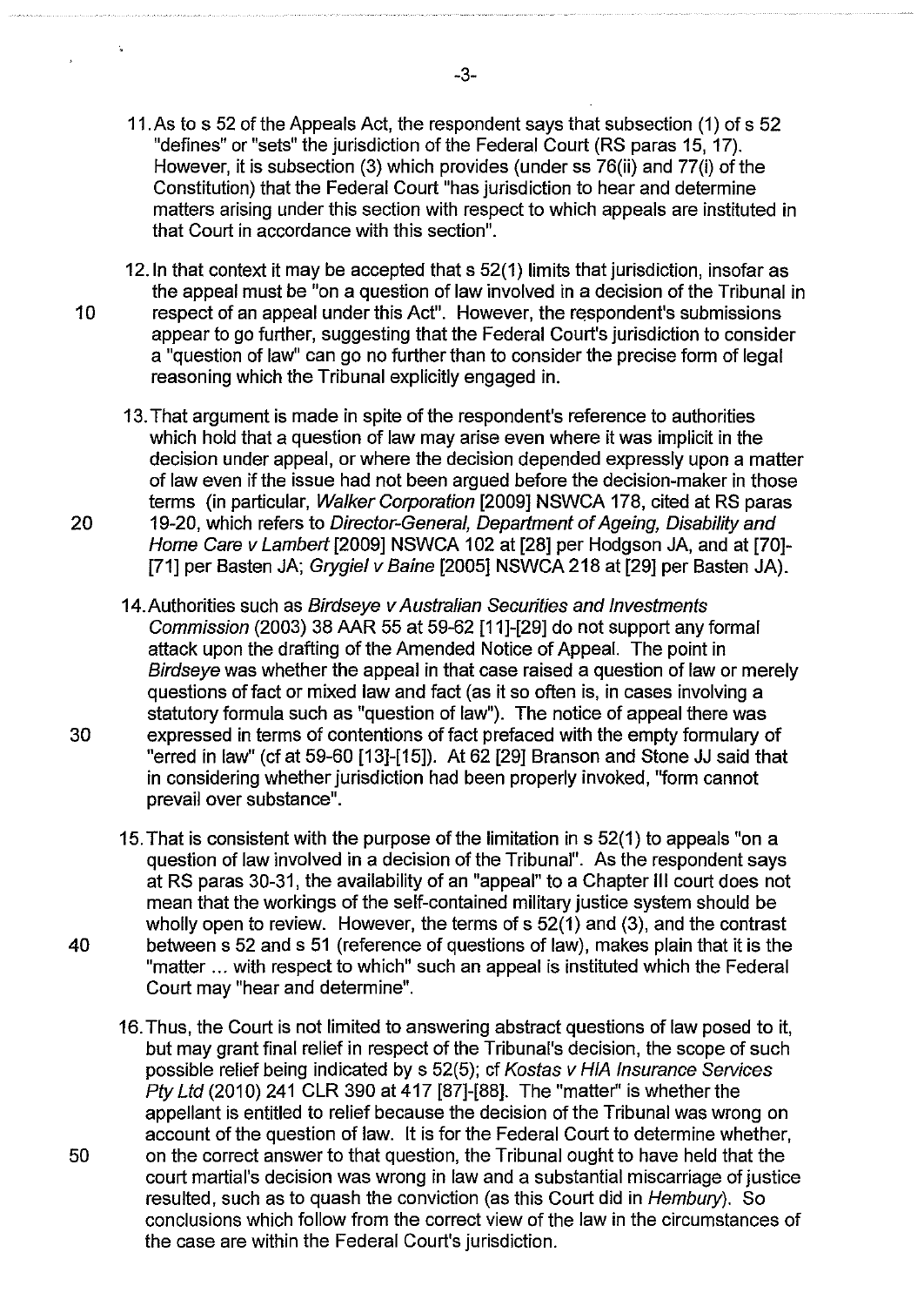11. As to s 52 of the Appeals Act, the respondent says that subsection (1) of s 52 "defines" or "sets" the jurisdiction of the Federal Court (RS paras 15, 17). However, it is subsection (3) which provides (under ss 76(ii) and 77(i) of the Constitution) that the Federal Court "has jurisdiction to hear and determine matters arising under this section with respect to which appeals are instituted in that Court in accordance with this section".

12. In that context it may be accepted that s 52(1) limits that jurisdiction, insofar as the appeal must be "on a question of law involved in a decision of the Tribunal in respect of an appeal under this Act". However, the respondent's submissions appear to go further, suggesting that the Federal Court's jurisdiction to consider a "question of law" can go no further than to consider the precise form of legal reasoning which the Tribunal explicitly engaged in.

13. That argument is made in spite of the respondent's reference to authorities which hold that a question of law may arise even where it was implicit in the decision under appeal, or where the decision depended expressly upon a matter of law even if the issue had not been argued before the decision-maker in those terms (in particular, *Walker Corporation* [2009] NSWCA 178, cited at RS paras 19-20, which refers to *Director-General, Department of Ageing, Disability and Home Care v Lambert* [2009] NSWCA 102 at [28] per Hodgson JA, and at [70]-[71] per Basten JA; *Grygiel v Baine* [2005] NSWCA 218 at [29] per Basten JA).

14. Authorities such as *Birdseye v Australian Securities and Investments Commission* (2003) 38 AAR 55 at 59-62 [11]-[29] do not support any formal attack upon the drafting of the Amended Notice of Appeal. The point in *Birdseye* was whether the appeal in that case raised a question of law or merely questions of fact or mixed law and fact (as it so often is, in cases involving a statutory formula such as "question of law"). The notice of appeal there was expressed in terms of contentions of fact prefaced with the empty formulary of "erred in law" (cf at 59-60 [13]-[15]). At 62 [29] Branson and Stone JJ said that in considering whether jurisdiction had been properly invoked, "form cannot prevail over substance".

15. That is consistent with the purpose of the limitation in s 52(1) to appeals "on a question of law involved in a decision of the Tribunal". As the respondent says at RS paras 30-31, the availability of an "appeal" to a Chapter III court does not mean that the workings of the self-contained military justice system should be wholly open to review. However, the terms of s 52(1) and (3), and the contrast between s 52 and s 51 (reference of questions of law), makes plain that it is the "matter ... with respect to which" such an appeal is instituted which the Federal Court may "hear and determine".

16. Thus, the Court is not limited to answering abstract questions of law posed to it, but may grant final relief in respect of the Tribunal's decision, the scope of such possible relief being indicated by s 52(5); cf *Kostas v HIA Insurance Services Pty Ltd* (2010) 241 CLR 390 at 417 [87]-[88]. The "matter" is whether the appellant is entitled to relief because the decision of the Tribunal was wrong on account of the question of law. It is for the Federal Court to determine whether, on the correct answer to that question, the Tribunal ought to have held that the court martial's decision was wrong in law and a substantial miscarriage of justice resulted, such as to quash the conviction (as this Court did in *Hembury*). So conclusions which follow from the correct view of the law in the circumstances of the case are within the Federal Court's jurisdiction.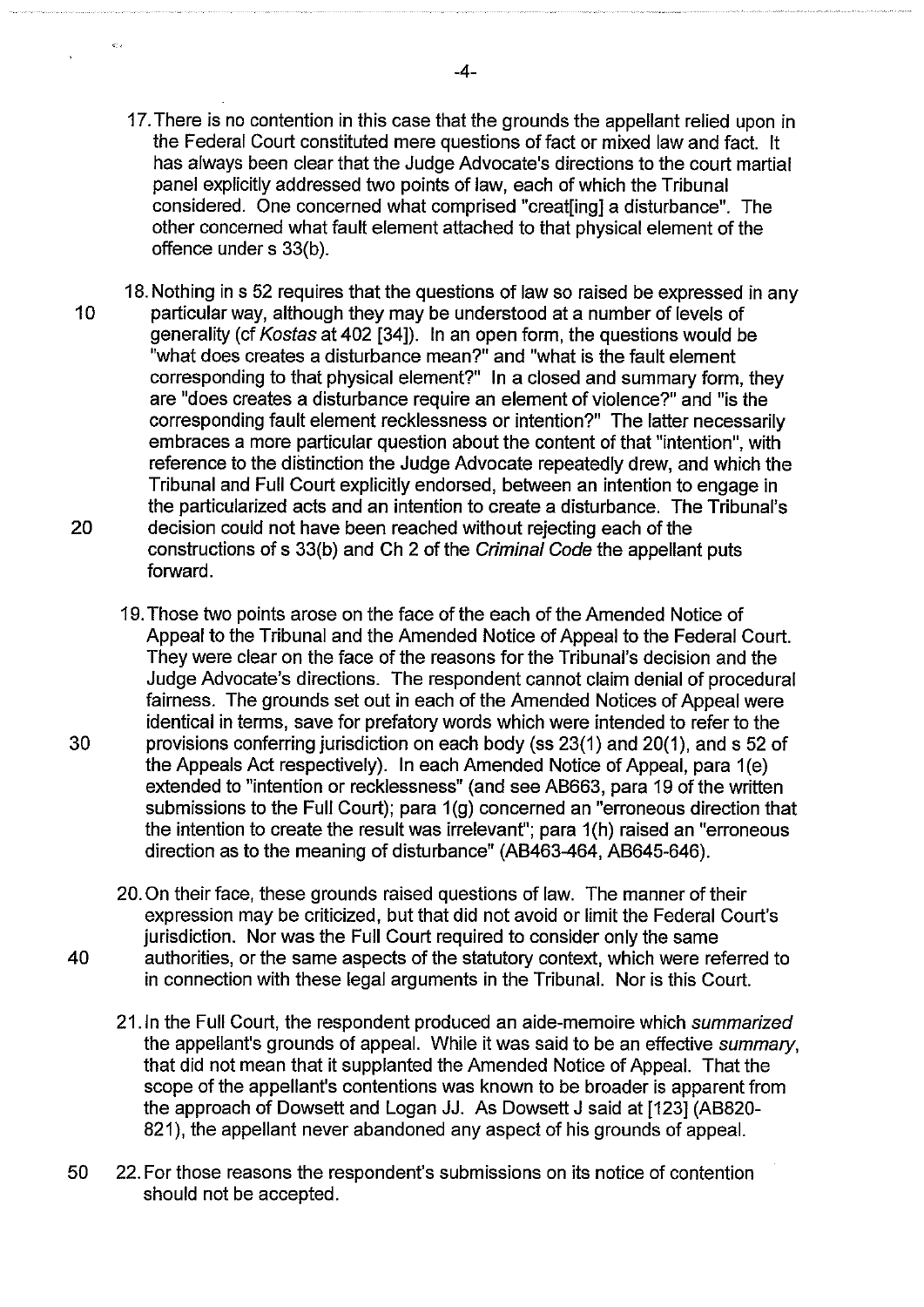17. There is no contention in this case that the grounds the appellant relied upon in the Federal Court constituted mere questions of fact or mixed law and fact. It has always been clear that the Judge Advocate's directions to the court martial panel explicitly addressed two points of law, each of which the Tribunal considered. One concerned what comprised "creat[ing] a disturbance". The other concerned what fault element attached to that physical element of the offence under s 33(b).

18. Nothing in s 52 requires that the questions of law so raised be expressed in any particular way, although they may be understood at a number of levels of generality (cf *Kostas* at 402 [34]). In an open form, the questions would be "what does creates a disturbance mean?" and "what is the fault element corresponding to that physical element?" In a closed and summary form, they are "does creates a disturbance require an element of violence?" and "is the corresponding fault element recklessness or intention?" The latter necessarily embraces a more particular question about the content of that "intention", with reference to the distinction the Judge Advocate repeatedly drew, and which the Tribunal and Full Court explicitly endorsed, between an intention to engage in the particularized acts and an intention to create a disturbance. The Tribunal's decision could not have been reached without rejecting each of the constructions of s 33(b) and Ch 2 of the *Criminal Code* the appellant puts forward.

19. Those two points arose on the face of the each of the Amended Notice of Appeal to the Tribunal and the Amended Notice of Appeal to the Federal Court. They were clear on the face of the reasons for the Tribunal's decision and the Judge Advocate's directions. The respondent cannot claim denial of procedural fairness. The grounds set out in each of the Amended Notices of Appeal were identical in terms, save for prefatory words which were intended to refer to the provisions conferring jurisdiction on each body (ss 23(1) and 20(1), and s 52 of the Appeals Act respectively). In each Amended Notice of Appeal, para 1(e) extended to "intention or recklessness" (and see AB663, para 19 of the written submissions to the Full Court); para 1(g) concerned an "erroneous direction that the intention to create the result was irrelevant"; para 1(h) raised an "erroneous direction as to the meaning of disturbance" (AB463-464, AB645-646).

20. On their face, these grounds raised questions of law. The manner of their expression may be criticized, but that did not avoid or limit the Federal Court's jurisdiction. Nor was the Full Court required to consider only the same authorities, or the same aspects of the statutory context, which were referred to in connection with these legal arguments in the Tribunal. Nor is this Court.

21. In the Full Court, the respondent produced an aide-memoire which *summarized* the appellant's grounds of appeal. While it was said to be an effective *summary*, that did not mean that it supplanted the Amended Notice of Appeal. That the scope of the appellant's contentions was known to be broader is apparent from the approach of Dowsett and Logan JJ. As Dowsett J said at [123] (AB820-821), the appellant never abandoned any aspect of his grounds of appeal.

22. For those reasons the respondent's submissions on its notice of contention should not be accepted.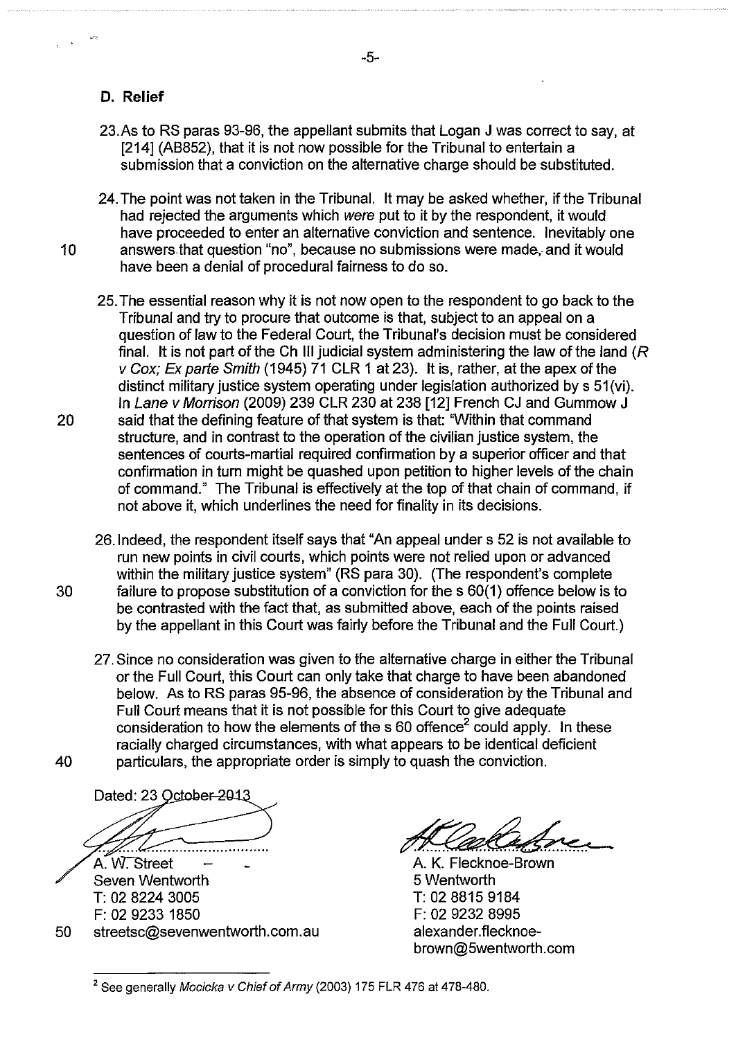## D. Relief

23. As to RS paras 93-96, the appellant submits that Logan J was correct to say, at [214] (AB852), that it is not now possible for the Tribunal to entertain a submission that a conviction on the alternative charge should be substituted.

24. The point was not taken in the Tribunal. It may be asked whether, if the Tribunal had rejected the arguments which *were* put to it by the respondent, it would have proceeded to enter an alternative conviction and sentence. Inevitably one answers that question "no", because no submissions were made, and it would have been a denial of procedural fairness to do so.

25. The essential reason why it is not now open to the respondent to go back to the Tribunal and try to procure that outcome is that, subject to an appeal on a question of law to the Federal Court, the Tribunal's decision must be considered final. It is not part of the Ch III judicial system administering the law of the land (*R v Cox; Ex parte Smith* (1945) 71 CLR 1 at 23). It is, rather, at the apex of the distinct military justice system operating under legislation authorized by s 51(vi). In *Lane v Morrison* (2009) 239 CLR 230 at 238 [12] French CJ and Gummow J said that the defining feature of that system is that: "Within that command structure, and in contrast to the operation of the civilian justice system, the sentences of courts-martial required confirmation by a superior officer and that confirmation in turn might be quashed upon petition to higher levels of the chain of command." The Tribunal is effectively at the top of that chain of command, if not above it, which underlines the need for finality in its decisions.

26. Indeed, the respondent itself says that "An appeal under s 52 is not available to run new points in civil courts, which points were not relied upon or advanced within the military justice system" (RS para 30). (The respondent's complete failure to propose substitution of a conviction for the s 60(1) offence below is to be contrasted with the fact that, as submitted above, each of the points raised by the appellant in this Court was fairly before the Tribunal and the Full Court.)

27. Since no consideration was given to the alternative charge in either the Tribunal or the Full Court, this Court can only take that charge to have been abandoned below. As to RS paras 95-96, the absence of consideration by the Tribunal and Full Court means that it is not possible for this Court to give adequate consideration to how the elements of the s 60 offence[2] could apply. In these racially charged circumstances, with what appears to be identical deficient particulars, the appropriate order is simply to quash the conviction.

Dated: 23 October 2013

A. W. Street
Seven Wentworth
T: 02 8224 3005
F: 02 9233 1850
streetsc@sevenwentworth.com.au

A. K. Flecknoe-Brown
5 Wentworth
T: 02 8815 9184
F: 02 9232 8995
alexander.flecknoe-brown@5wentworth.com

[2] See generally *Mocicka v Chief of Army* (2003) 175 FLR 476 at 478-480.